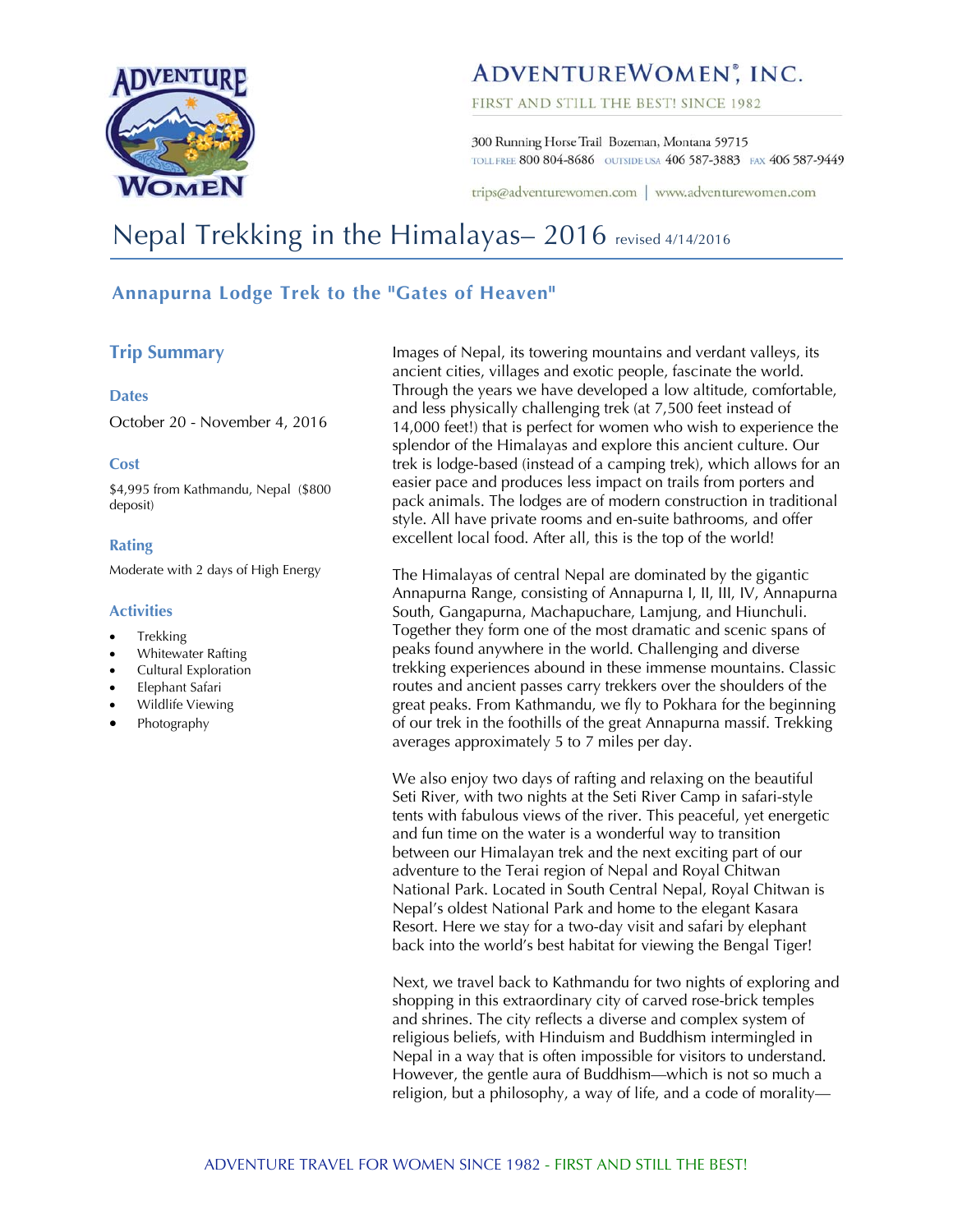# AdventureWomen®, Inc.

FIRST AND STILL THE BEST! SINCE 1982

300 Running Horse Trail Bozeman, Montana 59715
TOLL FREE 800 804-8686 OUTSIDE USA 406 587-3883 FAX 406 587-9449

trips@adventurewomen.com | www.adventurewomen.com

# Nepal Trekking in the Himalayas– 2016 revised 4/14/2016

## Annapurna Lodge Trek to the "Gates of Heaven"

### Trip Summary

**Dates**

October 20 - November 4, 2016

**Cost**

$4,995 from Kathmandu, Nepal ($800 deposit)

**Rating**

Moderate with 2 days of High Energy

**Activities**

- Trekking
- Whitewater Rafting
- Cultural Exploration
- Elephant Safari
- Wildlife Viewing
- Photography

Images of Nepal, its towering mountains and verdant valleys, its ancient cities, villages and exotic people, fascinate the world. Through the years we have developed a low altitude, comfortable, and less physically challenging trek (at 7,500 feet instead of 14,000 feet!) that is perfect for women who wish to experience the splendor of the Himalayas and explore this ancient culture. Our trek is lodge-based (instead of a camping trek), which allows for an easier pace and produces less impact on trails from porters and pack animals. The lodges are of modern construction in traditional style. All have private rooms and en-suite bathrooms, and offer excellent local food. After all, this is the top of the world!

The Himalayas of central Nepal are dominated by the gigantic Annapurna Range, consisting of Annapurna I, II, III, IV, Annapurna South, Gangapurna, Machapuchare, Lamjung, and Hiunchuli. Together they form one of the most dramatic and scenic spans of peaks found anywhere in the world. Challenging and diverse trekking experiences abound in these immense mountains. Classic routes and ancient passes carry trekkers over the shoulders of the great peaks. From Kathmandu, we fly to Pokhara for the beginning of our trek in the foothills of the great Annapurna massif. Trekking averages approximately 5 to 7 miles per day.

We also enjoy two days of rafting and relaxing on the beautiful Seti River, with two nights at the Seti River Camp in safari-style tents with fabulous views of the river. This peaceful, yet energetic and fun time on the water is a wonderful way to transition between our Himalayan trek and the next exciting part of our adventure to the Terai region of Nepal and Royal Chitwan National Park. Located in South Central Nepal, Royal Chitwan is Nepal's oldest National Park and home to the elegant Kasara Resort. Here we stay for a two-day visit and safari by elephant back into the world's best habitat for viewing the Bengal Tiger!

Next, we travel back to Kathmandu for two nights of exploring and shopping in this extraordinary city of carved rose-brick temples and shrines. The city reflects a diverse and complex system of religious beliefs, with Hinduism and Buddhism intermingled in Nepal in a way that is often impossible for visitors to understand. However, the gentle aura of Buddhism—which is not so much a religion, but a philosophy, a way of life, and a code of morality—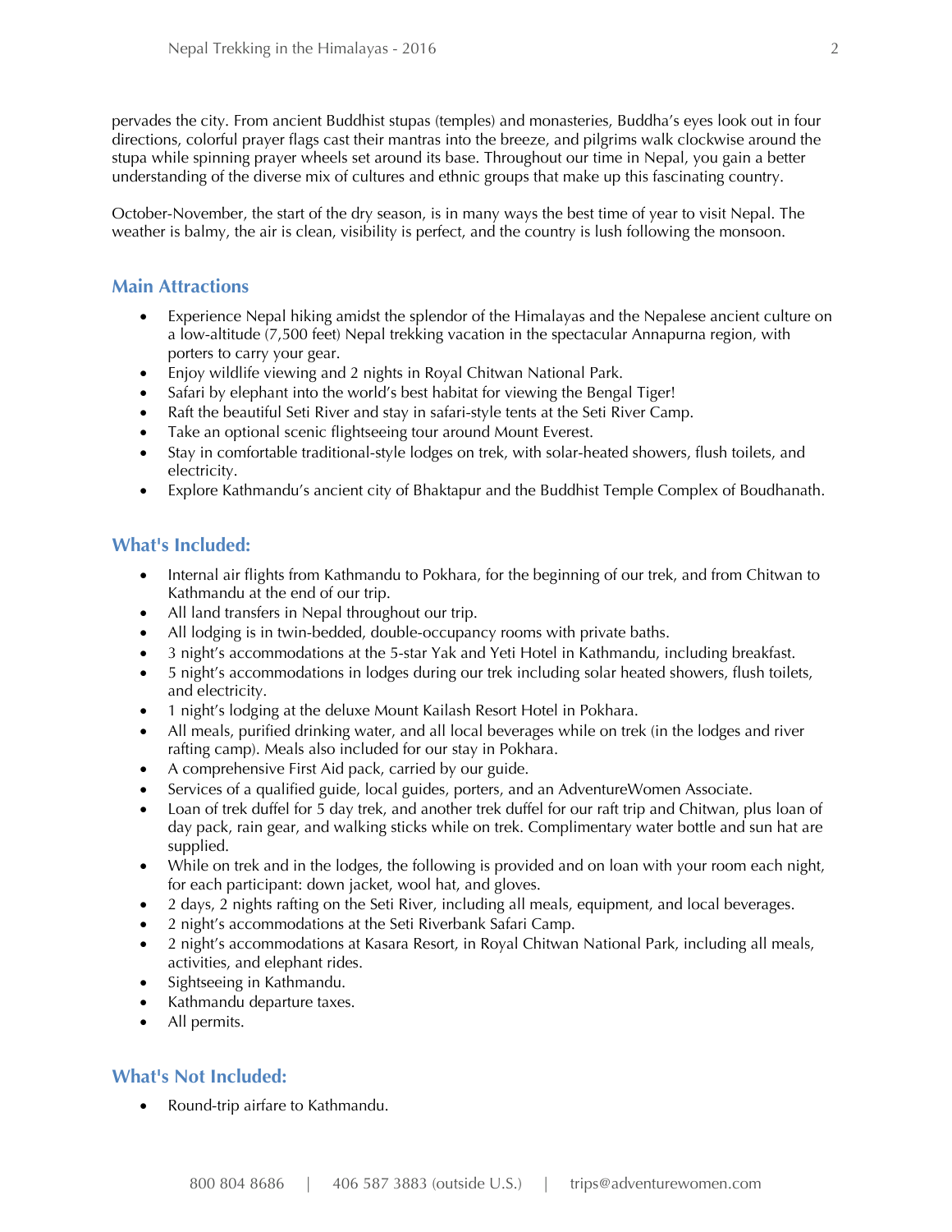pervades the city. From ancient Buddhist stupas (temples) and monasteries, Buddha's eyes look out in four directions, colorful prayer flags cast their mantras into the breeze, and pilgrims walk clockwise around the stupa while spinning prayer wheels set around its base. Throughout our time in Nepal, you gain a better understanding of the diverse mix of cultures and ethnic groups that make up this fascinating country.

October-November, the start of the dry season, is in many ways the best time of year to visit Nepal. The weather is balmy, the air is clean, visibility is perfect, and the country is lush following the monsoon.

## Main Attractions

- Experience Nepal hiking amidst the splendor of the Himalayas and the Nepalese ancient culture on a low-altitude (7,500 feet) Nepal trekking vacation in the spectacular Annapurna region, with porters to carry your gear.
- Enjoy wildlife viewing and 2 nights in Royal Chitwan National Park.
- Safari by elephant into the world's best habitat for viewing the Bengal Tiger!
- Raft the beautiful Seti River and stay in safari-style tents at the Seti River Camp.
- Take an optional scenic flightseeing tour around Mount Everest.
- Stay in comfortable traditional-style lodges on trek, with solar-heated showers, flush toilets, and electricity.
- Explore Kathmandu's ancient city of Bhaktapur and the Buddhist Temple Complex of Boudhanath.

## What's Included:

- Internal air flights from Kathmandu to Pokhara, for the beginning of our trek, and from Chitwan to Kathmandu at the end of our trip.
- All land transfers in Nepal throughout our trip.
- All lodging is in twin-bedded, double-occupancy rooms with private baths.
- 3 night's accommodations at the 5-star Yak and Yeti Hotel in Kathmandu, including breakfast.
- 5 night's accommodations in lodges during our trek including solar heated showers, flush toilets, and electricity.
- 1 night's lodging at the deluxe Mount Kailash Resort Hotel in Pokhara.
- All meals, purified drinking water, and all local beverages while on trek (in the lodges and river rafting camp). Meals also included for our stay in Pokhara.
- A comprehensive First Aid pack, carried by our guide.
- Services of a qualified guide, local guides, porters, and an AdventureWomen Associate.
- Loan of trek duffel for 5 day trek, and another trek duffel for our raft trip and Chitwan, plus loan of day pack, rain gear, and walking sticks while on trek. Complimentary water bottle and sun hat are supplied.
- While on trek and in the lodges, the following is provided and on loan with your room each night, for each participant: down jacket, wool hat, and gloves.
- 2 days, 2 nights rafting on the Seti River, including all meals, equipment, and local beverages.
- 2 night's accommodations at the Seti Riverbank Safari Camp.
- 2 night's accommodations at Kasara Resort, in Royal Chitwan National Park, including all meals, activities, and elephant rides.
- Sightseeing in Kathmandu.
- Kathmandu departure taxes.
- All permits.

## What's Not Included:

- Round-trip airfare to Kathmandu.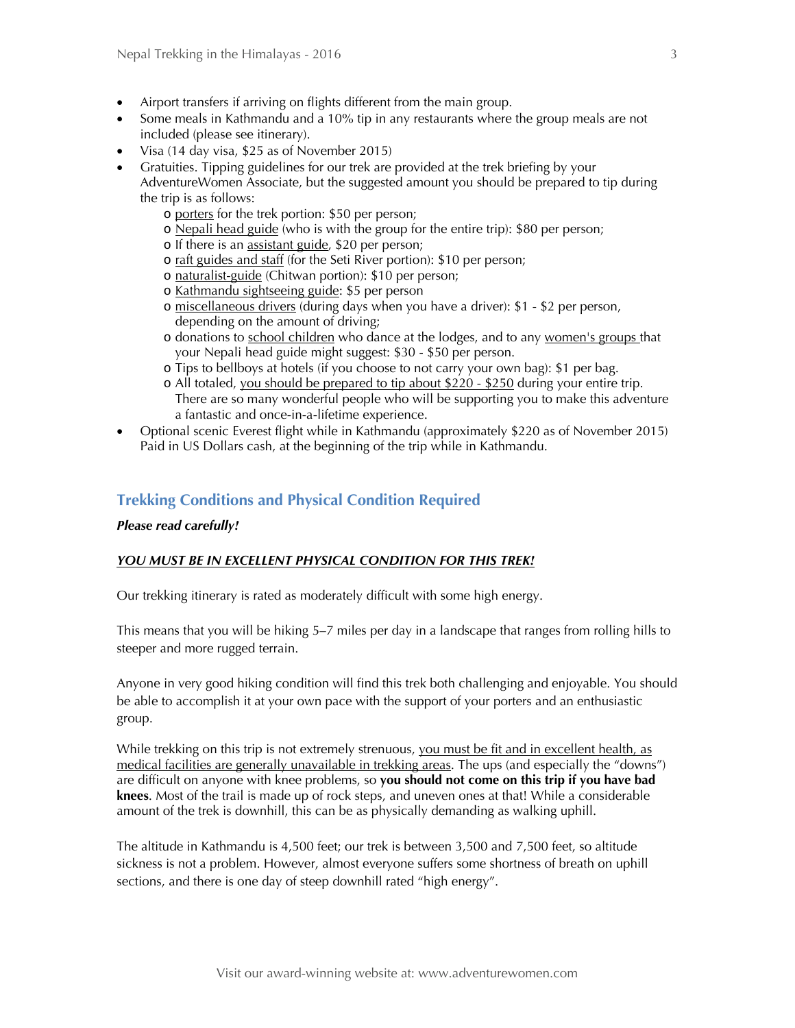- Airport transfers if arriving on flights different from the main group.
- Some meals in Kathmandu and a 10% tip in any restaurants where the group meals are not included (please see itinerary).
- Visa (14 day visa, $25 as of November 2015)
- Gratuities. Tipping guidelines for our trek are provided at the trek briefing by your AdventureWomen Associate, but the suggested amount you should be prepared to tip during the trip is as follows:
  - porters for the trek portion: $50 per person;
  - Nepali head guide (who is with the group for the entire trip): $80 per person;
  - If there is an assistant guide, $20 per person;
  - raft guides and staff (for the Seti River portion): $10 per person;
  - naturalist-guide (Chitwan portion): $10 per person;
  - Kathmandu sightseeing guide: $5 per person
  - miscellaneous drivers (during days when you have a driver): $1 - $2 per person, depending on the amount of driving;
  - donations to school children who dance at the lodges, and to any women's groups that your Nepali head guide might suggest: $30 - $50 per person.
  - Tips to bellboys at hotels (if you choose to not carry your own bag): $1 per bag.
  - All totaled, you should be prepared to tip about $220 - $250 during your entire trip. There are so many wonderful people who will be supporting you to make this adventure a fantastic and once-in-a-lifetime experience.
- Optional scenic Everest flight while in Kathmandu (approximately $220 as of November 2015) Paid in US Dollars cash, at the beginning of the trip while in Kathmandu.

## Trekking Conditions and Physical Condition Required

***Please read carefully!***

***YOU MUST BE IN EXCELLENT PHYSICAL CONDITION FOR THIS TREK!***

Our trekking itinerary is rated as moderately difficult with some high energy.

This means that you will be hiking 5–7 miles per day in a landscape that ranges from rolling hills to steeper and more rugged terrain.

Anyone in very good hiking condition will find this trek both challenging and enjoyable. You should be able to accomplish it at your own pace with the support of your porters and an enthusiastic group.

While trekking on this trip is not extremely strenuous, you must be fit and in excellent health, as medical facilities are generally unavailable in trekking areas. The ups (and especially the "downs") are difficult on anyone with knee problems, so **you should not come on this trip if you have bad knees**. Most of the trail is made up of rock steps, and uneven ones at that! While a considerable amount of the trek is downhill, this can be as physically demanding as walking uphill.

The altitude in Kathmandu is 4,500 feet; our trek is between 3,500 and 7,500 feet, so altitude sickness is not a problem. However, almost everyone suffers some shortness of breath on uphill sections, and there is one day of steep downhill rated "high energy".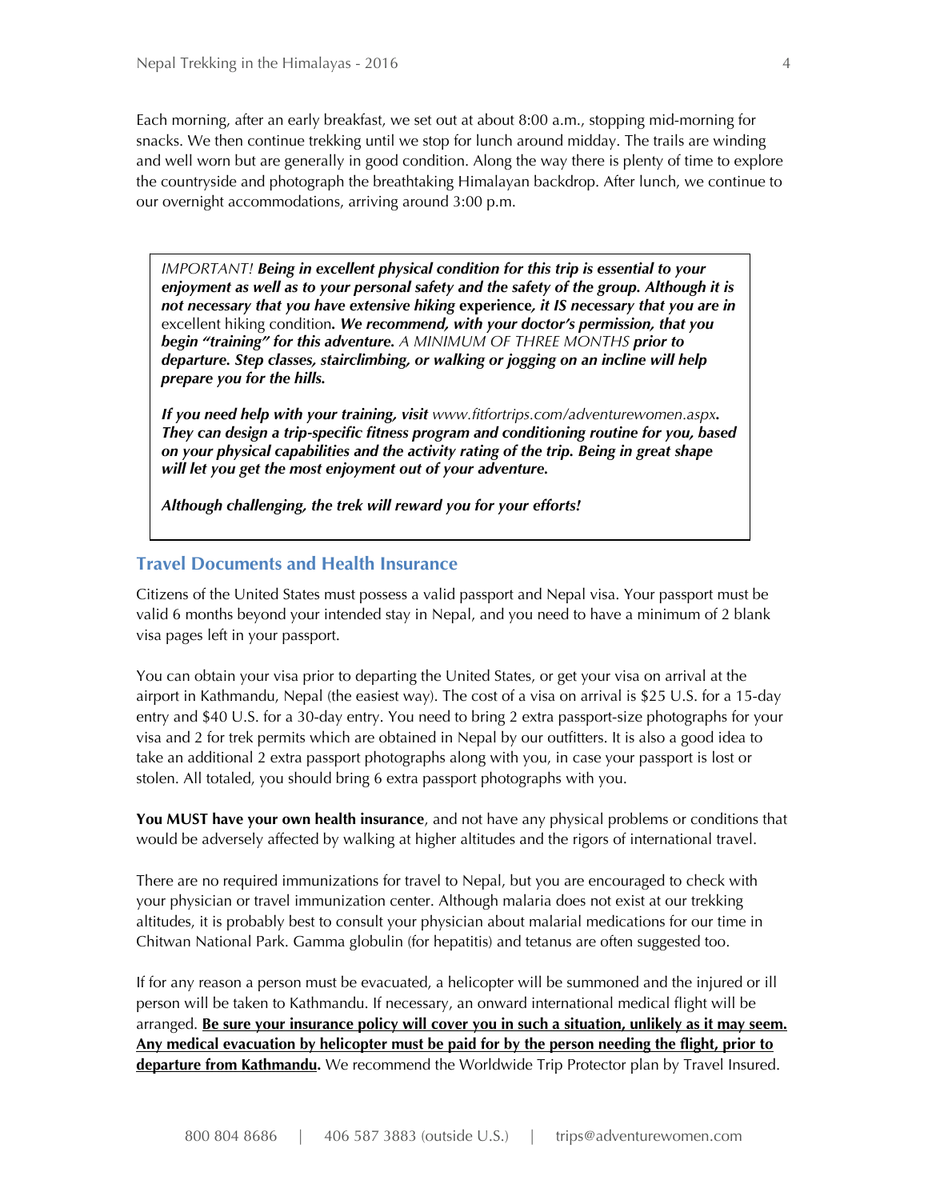Each morning, after an early breakfast, we set out at about 8:00 a.m., stopping mid-morning for snacks. We then continue trekking until we stop for lunch around midday. The trails are winding and well worn but are generally in good condition. Along the way there is plenty of time to explore the countryside and photograph the breathtaking Himalayan backdrop. After lunch, we continue to our overnight accommodations, arriving around 3:00 p.m.

> *IMPORTANT!* ***Being in excellent physical condition for this trip is essential to your enjoyment as well as to your personal safety and the safety of the group. Although it is not necessary that you have extensive hiking*** **experience*****, it IS necessary that you are in*** excellent hiking condition***. We recommend, with your doctor's permission, that you begin "training" for this adventure.*** *A MINIMUM OF THREE MONTHS* ***prior to departure. Step classes, stairclimbing, or walking or jogging on an incline will help prepare you for the hills.***
>
> ***If you need help with your training, visit*** *www.fitfortrips.com/adventurewomen.aspx****. They can design a trip-specific fitness program and conditioning routine for you, based on your physical capabilities and the activity rating of the trip. Being in great shape will let you get the most enjoyment out of your adventure.***
>
> ***Although challenging, the trek will reward you for your efforts!***

## Travel Documents and Health Insurance

Citizens of the United States must possess a valid passport and Nepal visa. Your passport must be valid 6 months beyond your intended stay in Nepal, and you need to have a minimum of 2 blank visa pages left in your passport.

You can obtain your visa prior to departing the United States, or get your visa on arrival at the airport in Kathmandu, Nepal (the easiest way). The cost of a visa on arrival is $25 U.S. for a 15-day entry and $40 U.S. for a 30-day entry. You need to bring 2 extra passport-size photographs for your visa and 2 for trek permits which are obtained in Nepal by our outfitters. It is also a good idea to take an additional 2 extra passport photographs along with you, in case your passport is lost or stolen. All totaled, you should bring 6 extra passport photographs with you.

**You MUST have your own health insurance**, and not have any physical problems or conditions that would be adversely affected by walking at higher altitudes and the rigors of international travel.

There are no required immunizations for travel to Nepal, but you are encouraged to check with your physician or travel immunization center. Although malaria does not exist at our trekking altitudes, it is probably best to consult your physician about malarial medications for our time in Chitwan National Park. Gamma globulin (for hepatitis) and tetanus are often suggested too.

If for any reason a person must be evacuated, a helicopter will be summoned and the injured or ill person will be taken to Kathmandu. If necessary, an onward international medical flight will be arranged. <u>**Be sure your insurance policy will cover you in such a situation, unlikely as it may seem. Any medical evacuation by helicopter must be paid for by the person needing the flight, prior to departure from Kathmandu.**</u> We recommend the Worldwide Trip Protector plan by Travel Insured.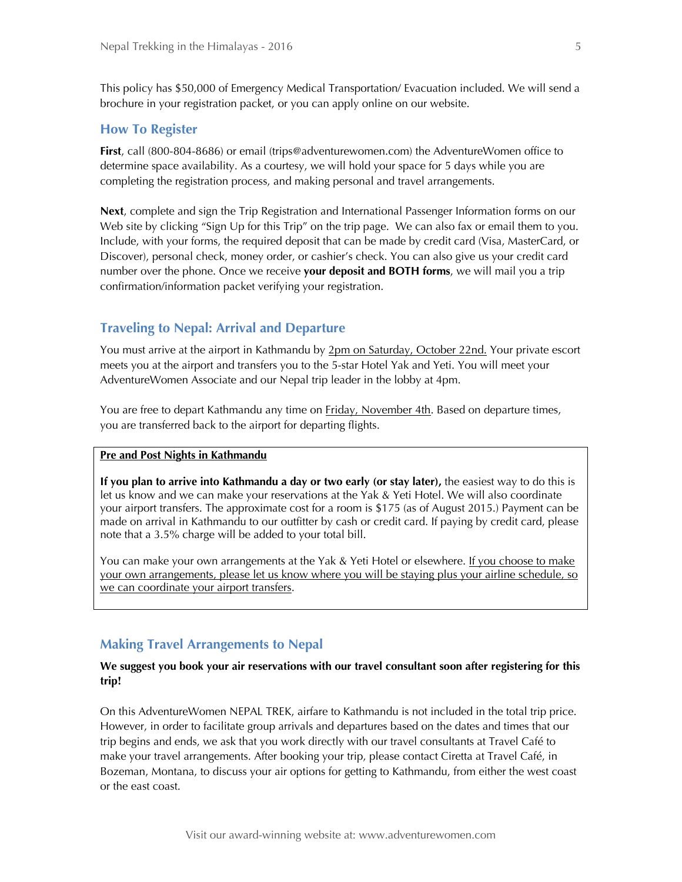This policy has $50,000 of Emergency Medical Transportation/ Evacuation included. We will send a brochure in your registration packet, or you can apply online on our website.

## How To Register

**First**, call (800-804-8686) or email (trips@adventurewomen.com) the AdventureWomen office to determine space availability. As a courtesy, we will hold your space for 5 days while you are completing the registration process, and making personal and travel arrangements.

**Next**, complete and sign the Trip Registration and International Passenger Information forms on our Web site by clicking "Sign Up for this Trip" on the trip page. We can also fax or email them to you. Include, with your forms, the required deposit that can be made by credit card (Visa, MasterCard, or Discover), personal check, money order, or cashier's check. You can also give us your credit card number over the phone. Once we receive **your deposit and BOTH forms**, we will mail you a trip confirmation/information packet verifying your registration.

## Traveling to Nepal: Arrival and Departure

You must arrive at the airport in Kathmandu by <u>2pm on Saturday, October 22nd.</u> Your private escort meets you at the airport and transfers you to the 5-star Hotel Yak and Yeti. You will meet your AdventureWomen Associate and our Nepal trip leader in the lobby at 4pm.

You are free to depart Kathmandu any time on <u>Friday, November 4th</u>. Based on departure times, you are transferred back to the airport for departing flights.

**<u>Pre and Post Nights in Kathmandu</u>**

**If you plan to arrive into Kathmandu a day or two early (or stay later),** the easiest way to do this is let us know and we can make your reservations at the Yak & Yeti Hotel. We will also coordinate your airport transfers. The approximate cost for a room is $175 (as of August 2015.) Payment can be made on arrival in Kathmandu to our outfitter by cash or credit card. If paying by credit card, please note that a 3.5% charge will be added to your total bill.

You can make your own arrangements at the Yak & Yeti Hotel or elsewhere. <u>If you choose to make your own arrangements, please let us know where you will be staying plus your airline schedule, so we can coordinate your airport transfers</u>.

## Making Travel Arrangements to Nepal

**We suggest you book your air reservations with our travel consultant soon after registering for this trip!**

On this AdventureWomen NEPAL TREK, airfare to Kathmandu is not included in the total trip price. However, in order to facilitate group arrivals and departures based on the dates and times that our trip begins and ends, we ask that you work directly with our travel consultants at Travel Café to make your travel arrangements. After booking your trip, please contact Ciretta at Travel Café, in Bozeman, Montana, to discuss your air options for getting to Kathmandu, from either the west coast or the east coast.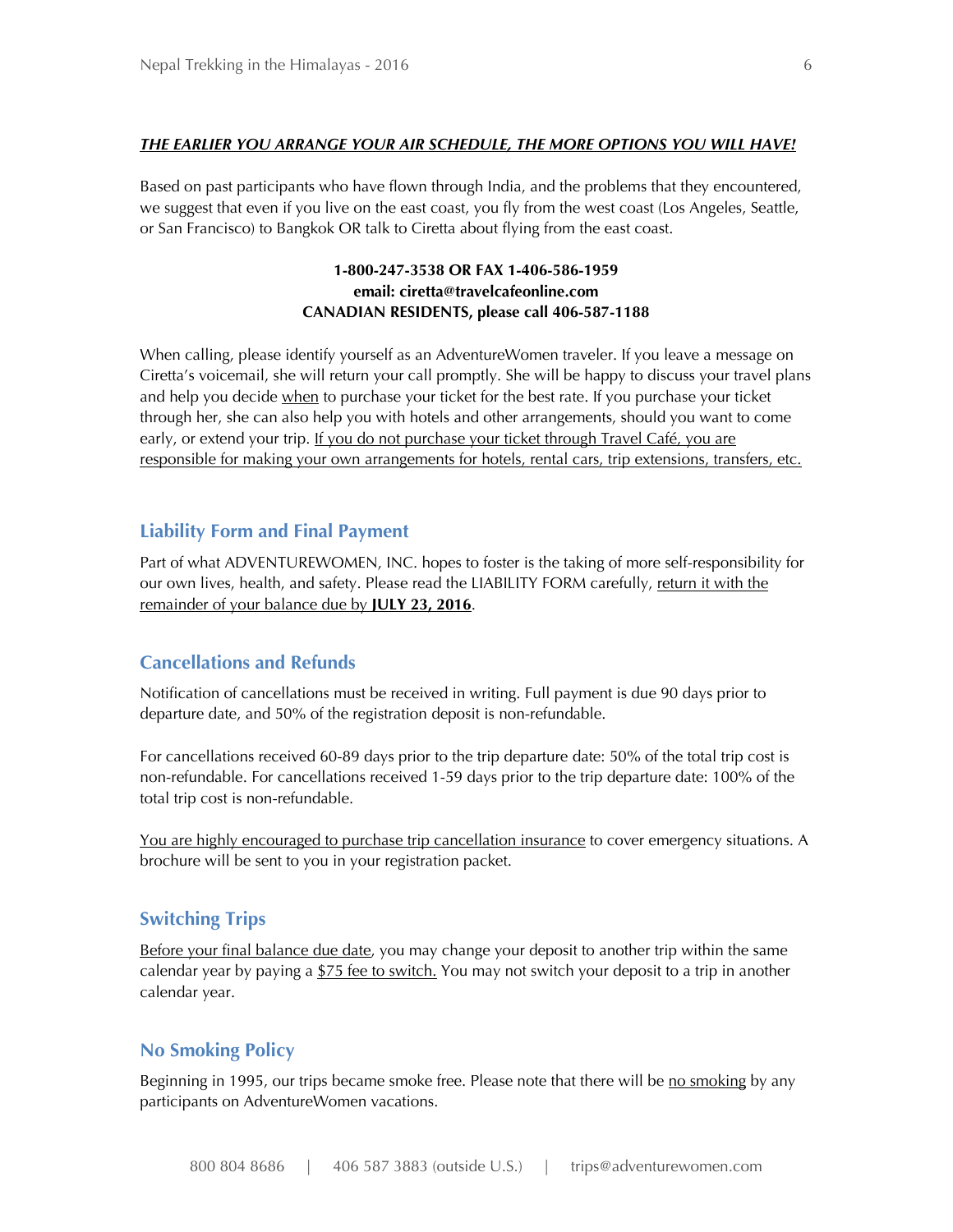***THE EARLIER YOU ARRANGE YOUR AIR SCHEDULE, THE MORE OPTIONS YOU WILL HAVE!***

Based on past participants who have flown through India, and the problems that they encountered, we suggest that even if you live on the east coast, you fly from the west coast (Los Angeles, Seattle, or San Francisco) to Bangkok OR talk to Ciretta about flying from the east coast.

**1-800-247-3538 OR FAX 1-406-586-1959**
**email: ciretta@travelcafeonline.com**
**CANADIAN RESIDENTS, please call 406-587-1188**

When calling, please identify yourself as an AdventureWomen traveler. If you leave a message on Ciretta's voicemail, she will return your call promptly. She will be happy to discuss your travel plans and help you decide when to purchase your ticket for the best rate. If you purchase your ticket through her, she can also help you with hotels and other arrangements, should you want to come early, or extend your trip. If you do not purchase your ticket through Travel Café, you are responsible for making your own arrangements for hotels, rental cars, trip extensions, transfers, etc.

## Liability Form and Final Payment

Part of what ADVENTUREWOMEN, INC. hopes to foster is the taking of more self-responsibility for our own lives, health, and safety. Please read the LIABILITY FORM carefully, return it with the remainder of your balance due by **JULY 23, 2016**.

## Cancellations and Refunds

Notification of cancellations must be received in writing. Full payment is due 90 days prior to departure date, and 50% of the registration deposit is non-refundable.

For cancellations received 60-89 days prior to the trip departure date: 50% of the total trip cost is non-refundable. For cancellations received 1-59 days prior to the trip departure date: 100% of the total trip cost is non-refundable.

You are highly encouraged to purchase trip cancellation insurance to cover emergency situations. A brochure will be sent to you in your registration packet.

## Switching Trips

Before your final balance due date, you may change your deposit to another trip within the same calendar year by paying a $75 fee to switch. You may not switch your deposit to a trip in another calendar year.

## No Smoking Policy

Beginning in 1995, our trips became smoke free. Please note that there will be no smoking by any participants on AdventureWomen vacations.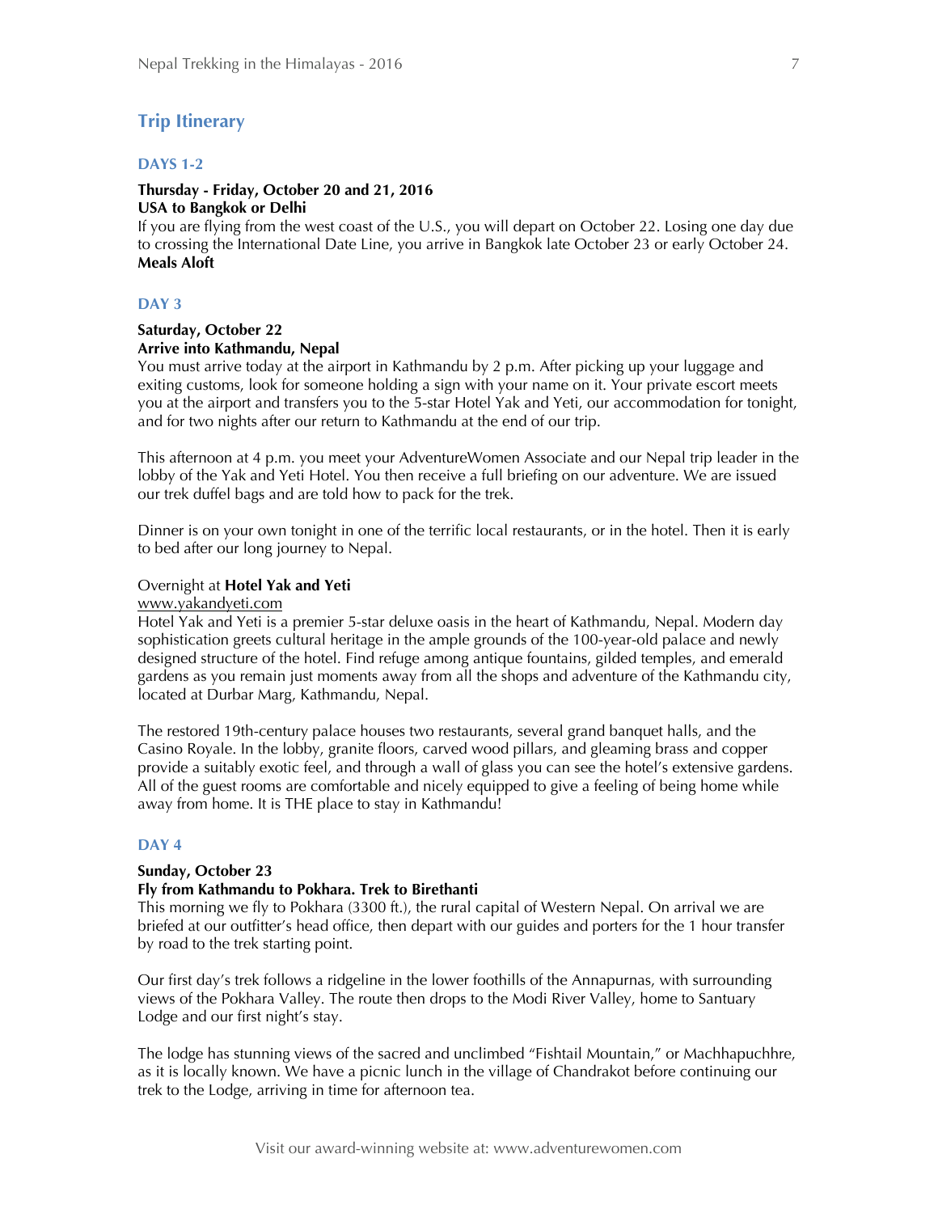## Trip Itinerary

### DAYS 1-2

**Thursday - Friday, October 20 and 21, 2016**
**USA to Bangkok or Delhi**
If you are flying from the west coast of the U.S., you will depart on October 22. Losing one day due to crossing the International Date Line, you arrive in Bangkok late October 23 or early October 24.
**Meals Aloft**

### DAY 3

**Saturday, October 22**
**Arrive into Kathmandu, Nepal**
You must arrive today at the airport in Kathmandu by 2 p.m. After picking up your luggage and exiting customs, look for someone holding a sign with your name on it. Your private escort meets you at the airport and transfers you to the 5-star Hotel Yak and Yeti, our accommodation for tonight, and for two nights after our return to Kathmandu at the end of our trip.

This afternoon at 4 p.m. you meet your AdventureWomen Associate and our Nepal trip leader in the lobby of the Yak and Yeti Hotel. You then receive a full briefing on our adventure. We are issued our trek duffel bags and are told how to pack for the trek.

Dinner is on your own tonight in one of the terrific local restaurants, or in the hotel. Then it is early to bed after our long journey to Nepal.

Overnight at **Hotel Yak and Yeti**
www.yakandyeti.com
Hotel Yak and Yeti is a premier 5-star deluxe oasis in the heart of Kathmandu, Nepal. Modern day sophistication greets cultural heritage in the ample grounds of the 100-year-old palace and newly designed structure of the hotel. Find refuge among antique fountains, gilded temples, and emerald gardens as you remain just moments away from all the shops and adventure of the Kathmandu city, located at Durbar Marg, Kathmandu, Nepal.

The restored 19th-century palace houses two restaurants, several grand banquet halls, and the Casino Royale. In the lobby, granite floors, carved wood pillars, and gleaming brass and copper provide a suitably exotic feel, and through a wall of glass you can see the hotel's extensive gardens. All of the guest rooms are comfortable and nicely equipped to give a feeling of being home while away from home. It is THE place to stay in Kathmandu!

### DAY 4

**Sunday, October 23**
**Fly from Kathmandu to Pokhara. Trek to Birethanti**
This morning we fly to Pokhara (3300 ft.), the rural capital of Western Nepal. On arrival we are briefed at our outfitter's head office, then depart with our guides and porters for the 1 hour transfer by road to the trek starting point.

Our first day's trek follows a ridgeline in the lower foothills of the Annapurnas, with surrounding views of the Pokhara Valley. The route then drops to the Modi River Valley, home to Santuary Lodge and our first night's stay.

The lodge has stunning views of the sacred and unclimbed "Fishtail Mountain," or Machhapuchhre, as it is locally known. We have a picnic lunch in the village of Chandrakot before continuing our trek to the Lodge, arriving in time for afternoon tea.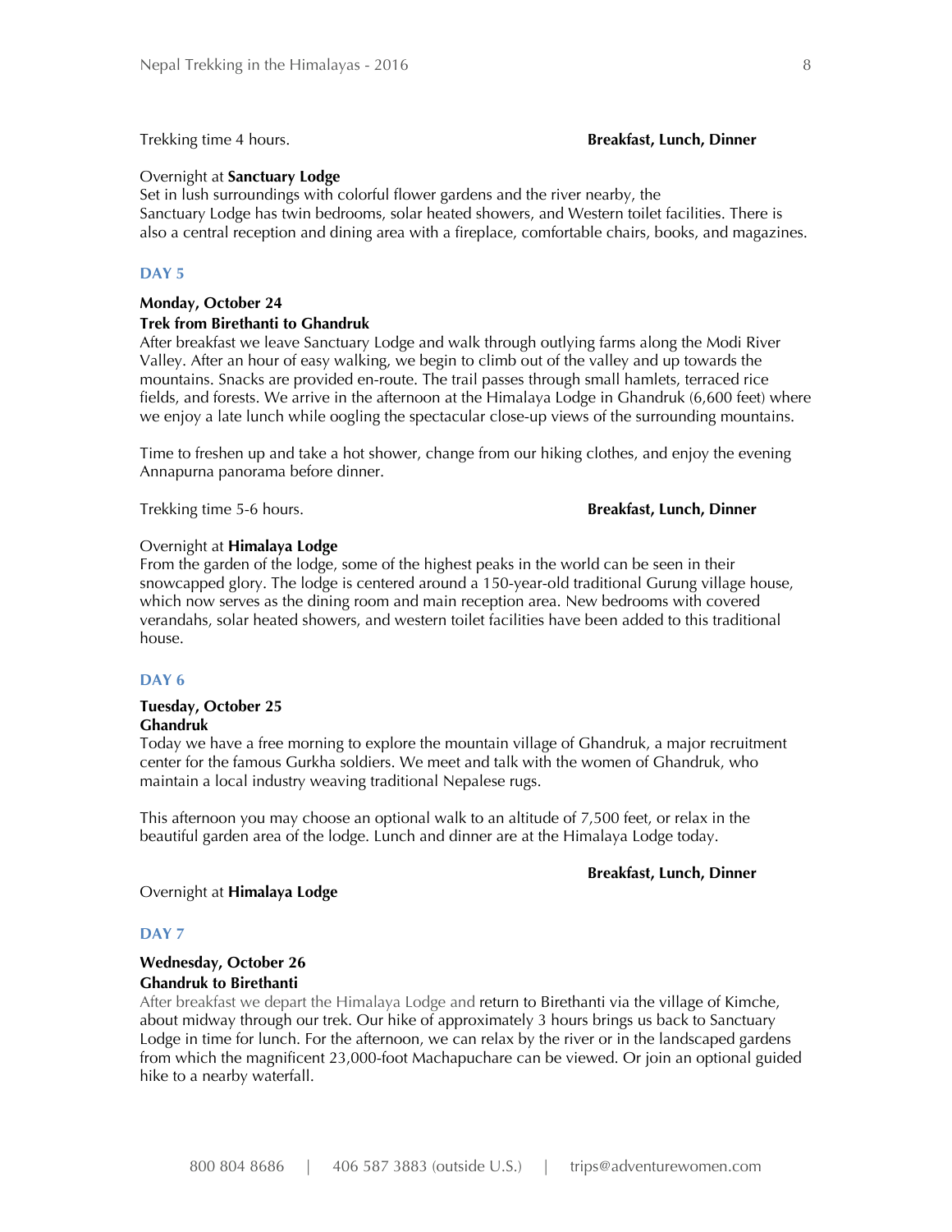Trekking time 4 hours. **Breakfast, Lunch, Dinner**

Overnight at **Sanctuary Lodge**
Set in lush surroundings with colorful flower gardens and the river nearby, the Sanctuary Lodge has twin bedrooms, solar heated showers, and Western toilet facilities. There is also a central reception and dining area with a fireplace, comfortable chairs, books, and magazines.

## DAY 5

**Monday, October 24**
**Trek from Birethanti to Ghandruk**
After breakfast we leave Sanctuary Lodge and walk through outlying farms along the Modi River Valley. After an hour of easy walking, we begin to climb out of the valley and up towards the mountains. Snacks are provided en-route. The trail passes through small hamlets, terraced rice fields, and forests. We arrive in the afternoon at the Himalaya Lodge in Ghandruk (6,600 feet) where we enjoy a late lunch while oogling the spectacular close-up views of the surrounding mountains.

Time to freshen up and take a hot shower, change from our hiking clothes, and enjoy the evening Annapurna panorama before dinner.

Trekking time 5-6 hours. **Breakfast, Lunch, Dinner**

Overnight at **Himalaya Lodge**
From the garden of the lodge, some of the highest peaks in the world can be seen in their snowcapped glory. The lodge is centered around a 150-year-old traditional Gurung village house, which now serves as the dining room and main reception area. New bedrooms with covered verandahs, solar heated showers, and western toilet facilities have been added to this traditional house.

## DAY 6

**Tuesday, October 25**
**Ghandruk**
Today we have a free morning to explore the mountain village of Ghandruk, a major recruitment center for the famous Gurkha soldiers. We meet and talk with the women of Ghandruk, who maintain a local industry weaving traditional Nepalese rugs.

This afternoon you may choose an optional walk to an altitude of 7,500 feet, or relax in the beautiful garden area of the lodge. Lunch and dinner are at the Himalaya Lodge today.

**Breakfast, Lunch, Dinner**

Overnight at **Himalaya Lodge**

## DAY 7

**Wednesday, October 26**
**Ghandruk to Birethanti**
After breakfast we depart the Himalaya Lodge and return to Birethanti via the village of Kimche, about midway through our trek. Our hike of approximately 3 hours brings us back to Sanctuary Lodge in time for lunch. For the afternoon, we can relax by the river or in the landscaped gardens from which the magnificent 23,000-foot Machapuchare can be viewed. Or join an optional guided hike to a nearby waterfall.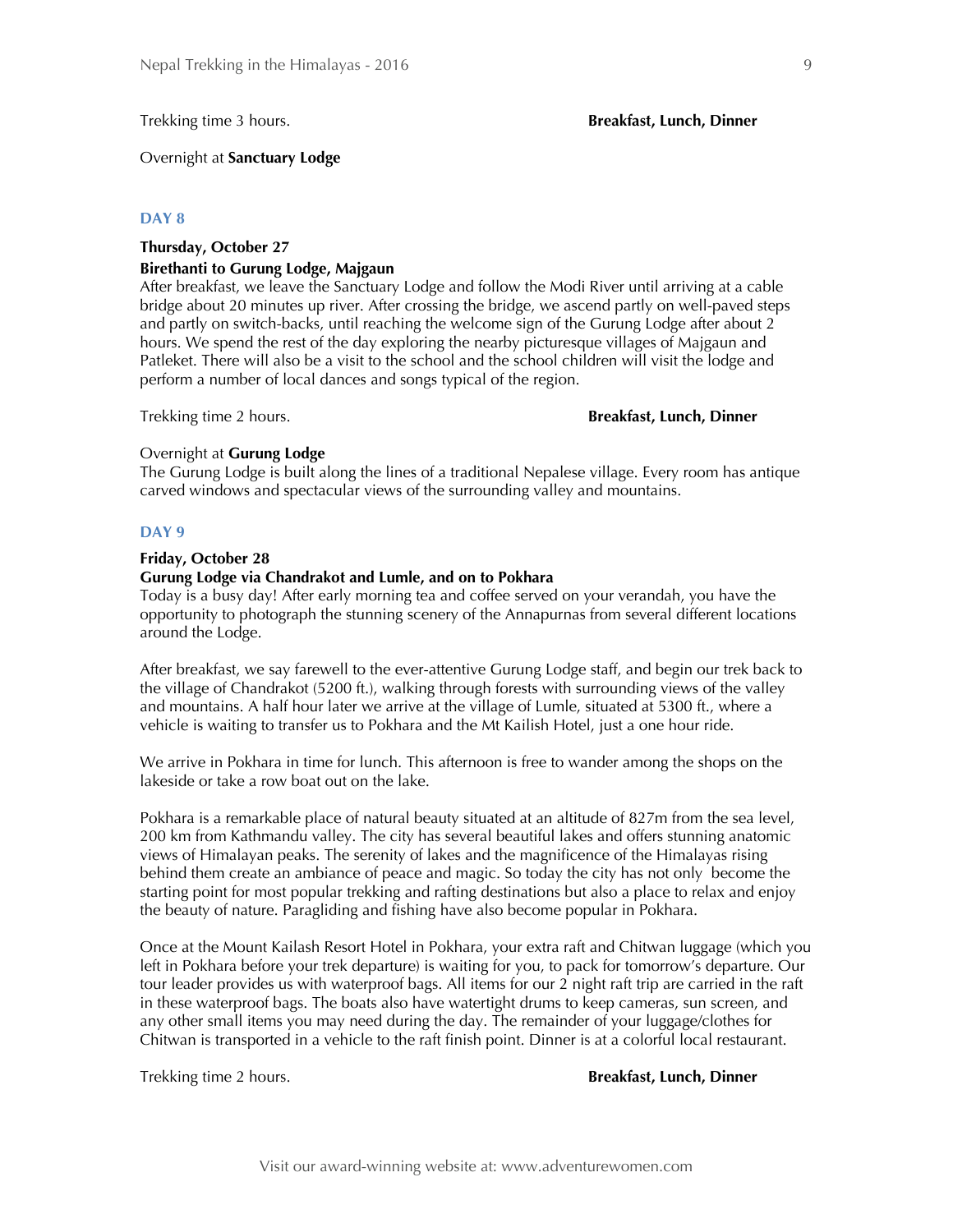Trekking time 3 hours. **Breakfast, Lunch, Dinner**

Overnight at **Sanctuary Lodge**

### DAY 8

**Thursday, October 27**

**Birethanti to Gurung Lodge, Majgaun**

After breakfast, we leave the Sanctuary Lodge and follow the Modi River until arriving at a cable bridge about 20 minutes up river. After crossing the bridge, we ascend partly on well-paved steps and partly on switch-backs, until reaching the welcome sign of the Gurung Lodge after about 2 hours. We spend the rest of the day exploring the nearby picturesque villages of Majgaun and Patleket. There will also be a visit to the school and the school children will visit the lodge and perform a number of local dances and songs typical of the region.

Trekking time 2 hours. **Breakfast, Lunch, Dinner**

Overnight at **Gurung Lodge**

The Gurung Lodge is built along the lines of a traditional Nepalese village. Every room has antique carved windows and spectacular views of the surrounding valley and mountains.

### DAY 9

**Friday, October 28**

**Gurung Lodge via Chandrakot and Lumle, and on to Pokhara**

Today is a busy day! After early morning tea and coffee served on your verandah, you have the opportunity to photograph the stunning scenery of the Annapurnas from several different locations around the Lodge.

After breakfast, we say farewell to the ever-attentive Gurung Lodge staff, and begin our trek back to the village of Chandrakot (5200 ft.), walking through forests with surrounding views of the valley and mountains. A half hour later we arrive at the village of Lumle, situated at 5300 ft., where a vehicle is waiting to transfer us to Pokhara and the Mt Kailish Hotel, just a one hour ride.

We arrive in Pokhara in time for lunch. This afternoon is free to wander among the shops on the lakeside or take a row boat out on the lake.

Pokhara is a remarkable place of natural beauty situated at an altitude of 827m from the sea level, 200 km from Kathmandu valley. The city has several beautiful lakes and offers stunning anatomic views of Himalayan peaks. The serenity of lakes and the magnificence of the Himalayas rising behind them create an ambiance of peace and magic. So today the city has not only become the starting point for most popular trekking and rafting destinations but also a place to relax and enjoy the beauty of nature. Paragliding and fishing have also become popular in Pokhara.

Once at the Mount Kailash Resort Hotel in Pokhara, your extra raft and Chitwan luggage (which you left in Pokhara before your trek departure) is waiting for you, to pack for tomorrow's departure. Our tour leader provides us with waterproof bags. All items for our 2 night raft trip are carried in the raft in these waterproof bags. The boats also have watertight drums to keep cameras, sun screen, and any other small items you may need during the day. The remainder of your luggage/clothes for Chitwan is transported in a vehicle to the raft finish point. Dinner is at a colorful local restaurant.

Trekking time 2 hours. **Breakfast, Lunch, Dinner**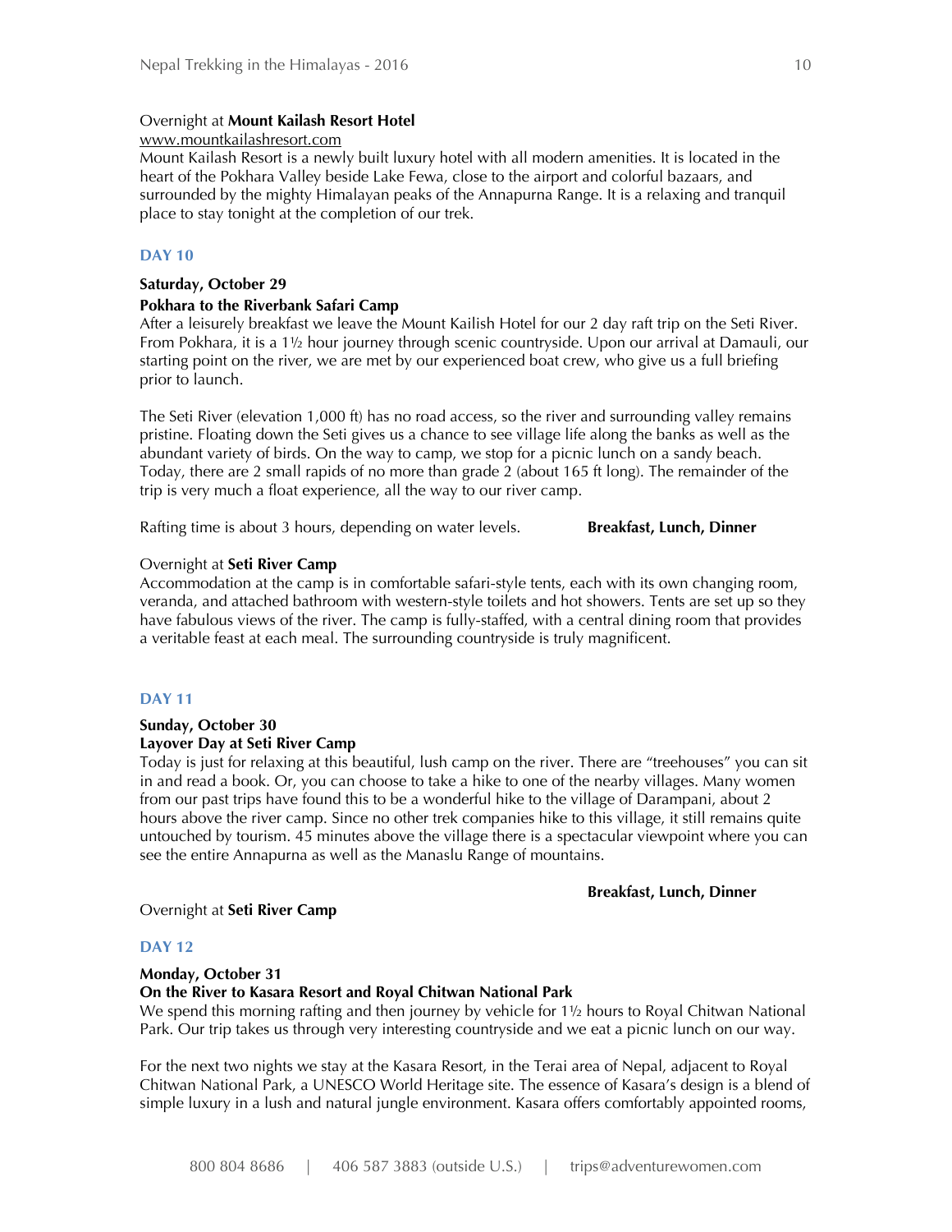Overnight at **Mount Kailash Resort Hotel**
www.mountkailashresort.com
Mount Kailash Resort is a newly built luxury hotel with all modern amenities. It is located in the heart of the Pokhara Valley beside Lake Fewa, close to the airport and colorful bazaars, and surrounded by the mighty Himalayan peaks of the Annapurna Range. It is a relaxing and tranquil place to stay tonight at the completion of our trek.

## DAY 10

**Saturday, October 29**
**Pokhara to the Riverbank Safari Camp**
After a leisurely breakfast we leave the Mount Kailish Hotel for our 2 day raft trip on the Seti River. From Pokhara, it is a 1½ hour journey through scenic countryside. Upon our arrival at Damauli, our starting point on the river, we are met by our experienced boat crew, who give us a full briefing prior to launch.

The Seti River (elevation 1,000 ft) has no road access, so the river and surrounding valley remains pristine. Floating down the Seti gives us a chance to see village life along the banks as well as the abundant variety of birds. On the way to camp, we stop for a picnic lunch on a sandy beach. Today, there are 2 small rapids of no more than grade 2 (about 165 ft long). The remainder of the trip is very much a float experience, all the way to our river camp.

Rafting time is about 3 hours, depending on water levels. **Breakfast, Lunch, Dinner**

Overnight at **Seti River Camp**
Accommodation at the camp is in comfortable safari-style tents, each with its own changing room, veranda, and attached bathroom with western-style toilets and hot showers. Tents are set up so they have fabulous views of the river. The camp is fully-staffed, with a central dining room that provides a veritable feast at each meal. The surrounding countryside is truly magnificent.

## DAY 11

**Sunday, October 30**
**Layover Day at Seti River Camp**
Today is just for relaxing at this beautiful, lush camp on the river. There are "treehouses" you can sit in and read a book. Or, you can choose to take a hike to one of the nearby villages. Many women from our past trips have found this to be a wonderful hike to the village of Darampani, about 2 hours above the river camp. Since no other trek companies hike to this village, it still remains quite untouched by tourism. 45 minutes above the village there is a spectacular viewpoint where you can see the entire Annapurna as well as the Manaslu Range of mountains.

**Breakfast, Lunch, Dinner**

Overnight at **Seti River Camp**

## DAY 12

**Monday, October 31**
**On the River to Kasara Resort and Royal Chitwan National Park**
We spend this morning rafting and then journey by vehicle for 1½ hours to Royal Chitwan National Park. Our trip takes us through very interesting countryside and we eat a picnic lunch on our way.

For the next two nights we stay at the Kasara Resort, in the Terai area of Nepal, adjacent to Royal Chitwan National Park, a UNESCO World Heritage site. The essence of Kasara's design is a blend of simple luxury in a lush and natural jungle environment. Kasara offers comfortably appointed rooms,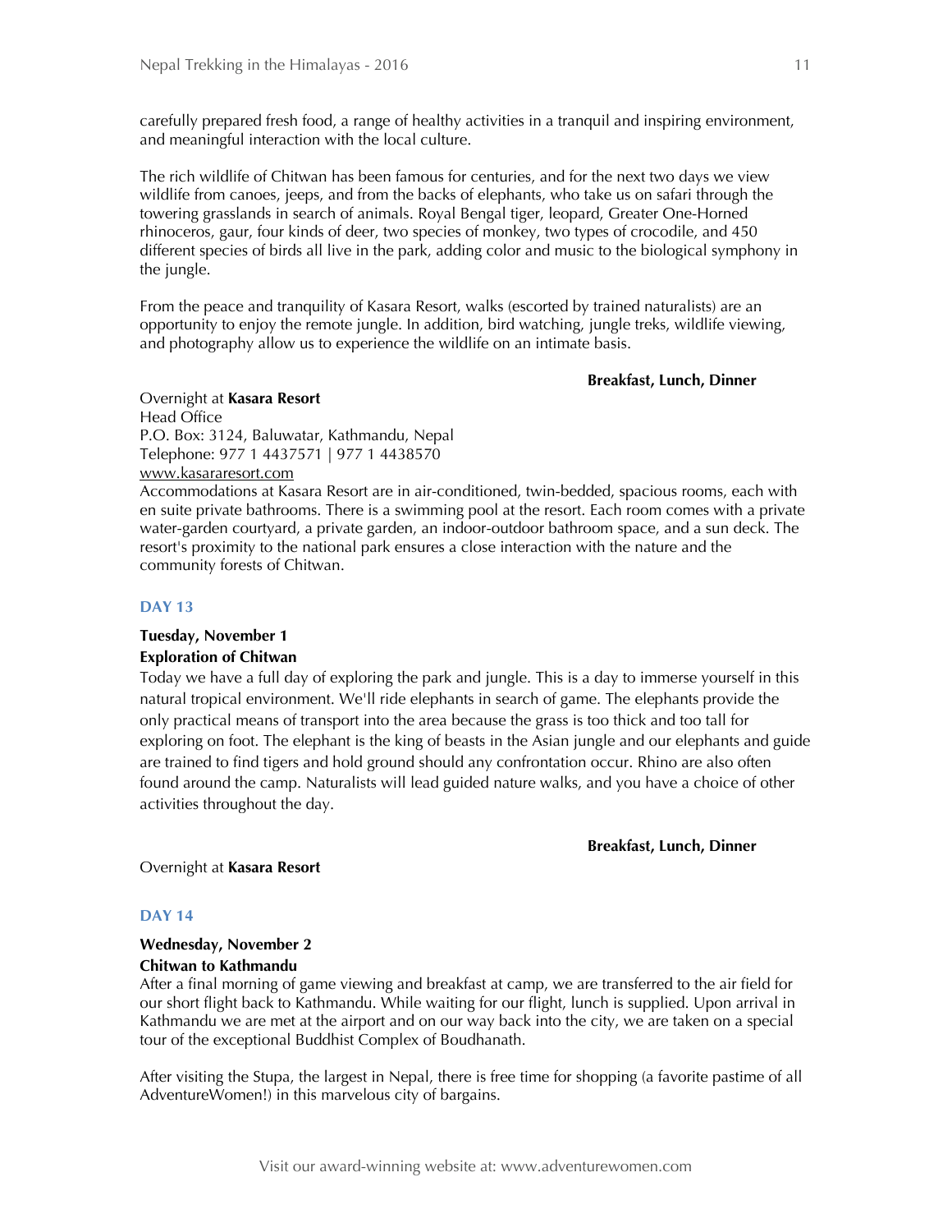carefully prepared fresh food, a range of healthy activities in a tranquil and inspiring environment, and meaningful interaction with the local culture.

The rich wildlife of Chitwan has been famous for centuries, and for the next two days we view wildlife from canoes, jeeps, and from the backs of elephants, who take us on safari through the towering grasslands in search of animals. Royal Bengal tiger, leopard, Greater One-Horned rhinoceros, gaur, four kinds of deer, two species of monkey, two types of crocodile, and 450 different species of birds all live in the park, adding color and music to the biological symphony in the jungle.

From the peace and tranquility of Kasara Resort, walks (escorted by trained naturalists) are an opportunity to enjoy the remote jungle. In addition, bird watching, jungle treks, wildlife viewing, and photography allow us to experience the wildlife on an intimate basis.

**Breakfast, Lunch, Dinner**

Overnight at **Kasara Resort**
Head Office
P.O. Box: 3124, Baluwatar, Kathmandu, Nepal
Telephone: 977 1 4437571 | 977 1 4438570
www.kasararesort.com
Accommodations at Kasara Resort are in air-conditioned, twin-bedded, spacious rooms, each with en suite private bathrooms. There is a swimming pool at the resort. Each room comes with a private water-garden courtyard, a private garden, an indoor-outdoor bathroom space, and a sun deck. The resort's proximity to the national park ensures a close interaction with the nature and the community forests of Chitwan.

### DAY 13

**Tuesday, November 1**
**Exploration of Chitwan**
Today we have a full day of exploring the park and jungle. This is a day to immerse yourself in this natural tropical environment. We'll ride elephants in search of game. The elephants provide the only practical means of transport into the area because the grass is too thick and too tall for exploring on foot. The elephant is the king of beasts in the Asian jungle and our elephants and guide are trained to find tigers and hold ground should any confrontation occur. Rhino are also often found around the camp. Naturalists will lead guided nature walks, and you have a choice of other activities throughout the day.

**Breakfast, Lunch, Dinner**

Overnight at **Kasara Resort**

### DAY 14

**Wednesday, November 2**
**Chitwan to Kathmandu**
After a final morning of game viewing and breakfast at camp, we are transferred to the air field for our short flight back to Kathmandu. While waiting for our flight, lunch is supplied. Upon arrival in Kathmandu we are met at the airport and on our way back into the city, we are taken on a special tour of the exceptional Buddhist Complex of Boudhanath.

After visiting the Stupa, the largest in Nepal, there is free time for shopping (a favorite pastime of all AdventureWomen!) in this marvelous city of bargains.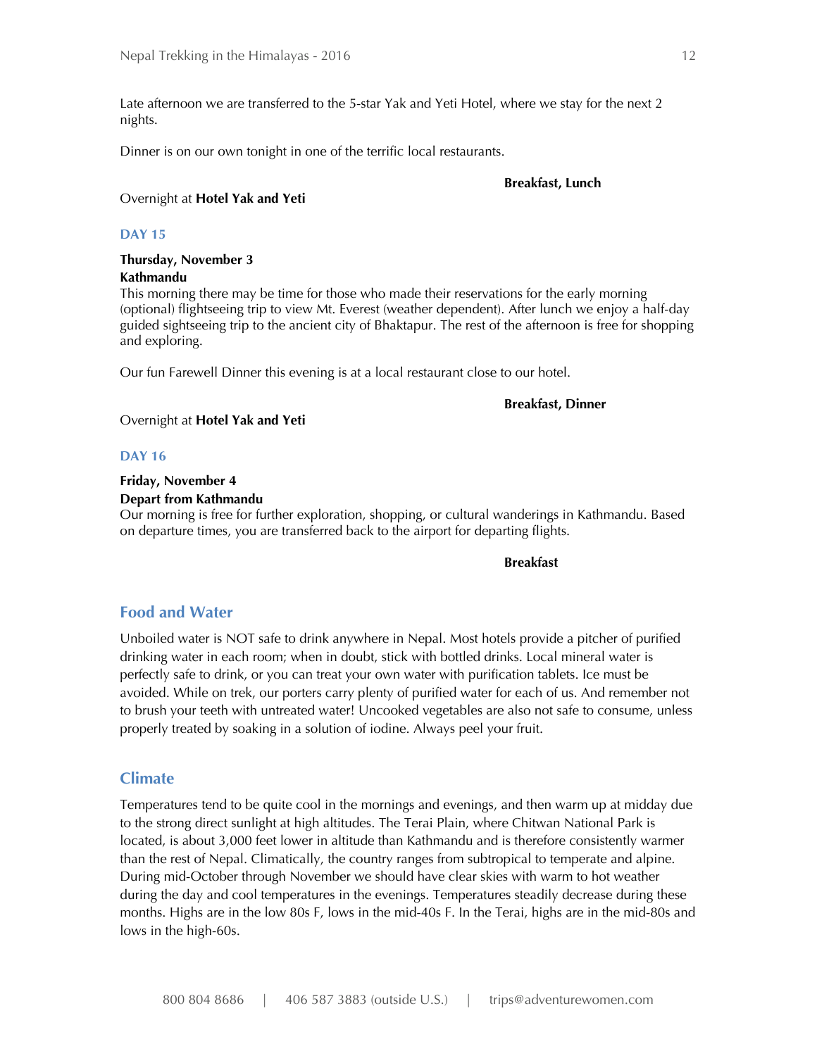Late afternoon we are transferred to the 5-star Yak and Yeti Hotel, where we stay for the next 2 nights.

Dinner is on our own tonight in one of the terrific local restaurants.

**Breakfast, Lunch**

Overnight at **Hotel Yak and Yeti**

### DAY 15

**Thursday, November 3**
**Kathmandu**
This morning there may be time for those who made their reservations for the early morning (optional) flightseeing trip to view Mt. Everest (weather dependent). After lunch we enjoy a half-day guided sightseeing trip to the ancient city of Bhaktapur. The rest of the afternoon is free for shopping and exploring.

Our fun Farewell Dinner this evening is at a local restaurant close to our hotel.

**Breakfast, Dinner**

Overnight at **Hotel Yak and Yeti**

### DAY 16

**Friday, November 4**
**Depart from Kathmandu**
Our morning is free for further exploration, shopping, or cultural wanderings in Kathmandu. Based on departure times, you are transferred back to the airport for departing flights.

**Breakfast**

## Food and Water

Unboiled water is NOT safe to drink anywhere in Nepal. Most hotels provide a pitcher of purified drinking water in each room; when in doubt, stick with bottled drinks. Local mineral water is perfectly safe to drink, or you can treat your own water with purification tablets. Ice must be avoided. While on trek, our porters carry plenty of purified water for each of us. And remember not to brush your teeth with untreated water! Uncooked vegetables are also not safe to consume, unless properly treated by soaking in a solution of iodine. Always peel your fruit.

## Climate

Temperatures tend to be quite cool in the mornings and evenings, and then warm up at midday due to the strong direct sunlight at high altitudes. The Terai Plain, where Chitwan National Park is located, is about 3,000 feet lower in altitude than Kathmandu and is therefore consistently warmer than the rest of Nepal. Climatically, the country ranges from subtropical to temperate and alpine. During mid-October through November we should have clear skies with warm to hot weather during the day and cool temperatures in the evenings. Temperatures steadily decrease during these months. Highs are in the low 80s F, lows in the mid-40s F. In the Terai, highs are in the mid-80s and lows in the high-60s.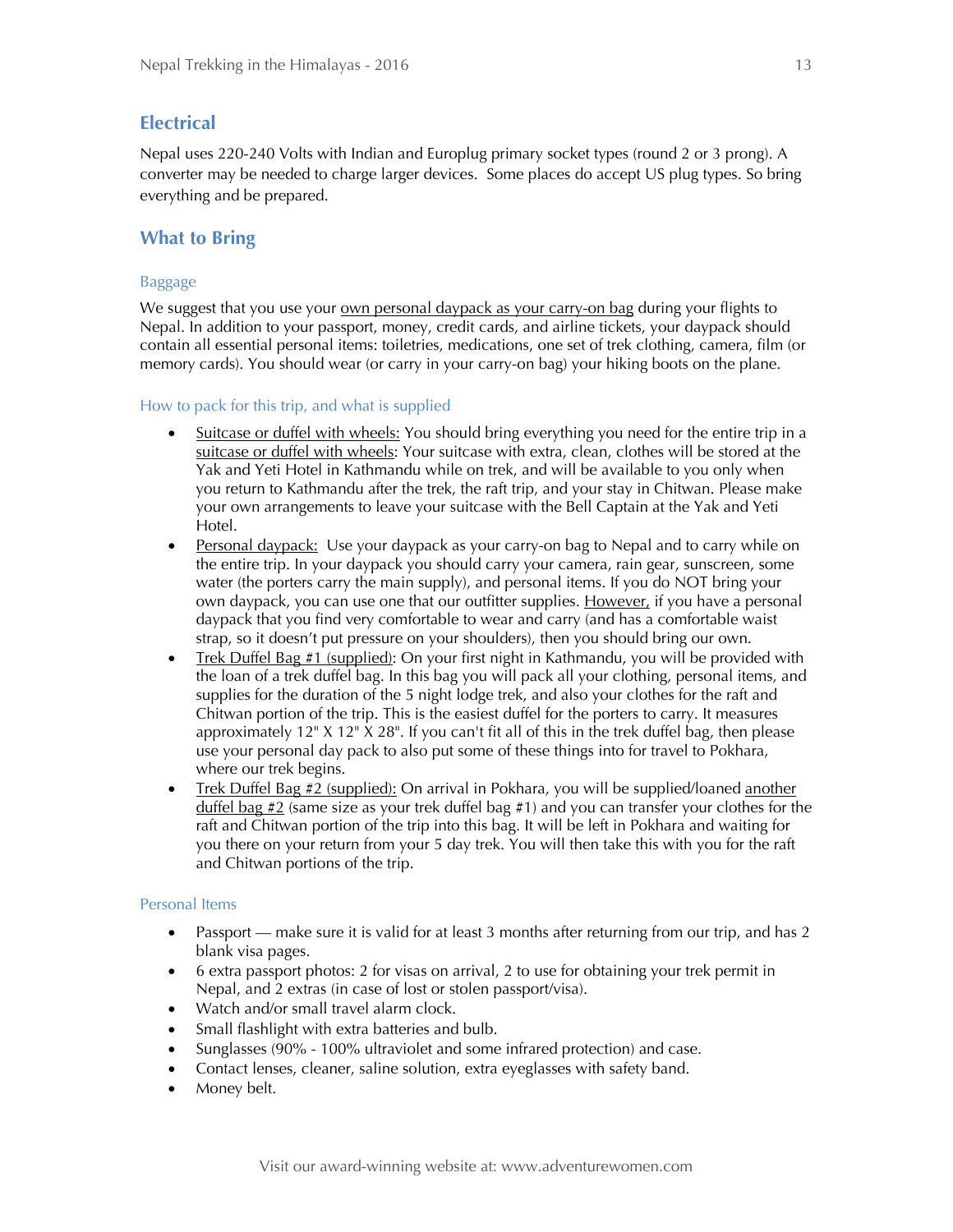## Electrical

Nepal uses 220-240 Volts with Indian and Europlug primary socket types (round 2 or 3 prong). A converter may be needed to charge larger devices. Some places do accept US plug types. So bring everything and be prepared.

## What to Bring

### Baggage

We suggest that you use your <u>own personal daypack as your carry-on bag</u> during your flights to Nepal. In addition to your passport, money, credit cards, and airline tickets, your daypack should contain all essential personal items: toiletries, medications, one set of trek clothing, camera, film (or memory cards). You should wear (or carry in your carry-on bag) your hiking boots on the plane.

### How to pack for this trip, and what is supplied

- <u>Suitcase or duffel with wheels:</u> You should bring everything you need for the entire trip in a <u>suitcase or duffel with wheels</u>: Your suitcase with extra, clean, clothes will be stored at the Yak and Yeti Hotel in Kathmandu while on trek, and will be available to you only when you return to Kathmandu after the trek, the raft trip, and your stay in Chitwan. Please make your own arrangements to leave your suitcase with the Bell Captain at the Yak and Yeti Hotel.
- <u>Personal daypack:</u> Use your daypack as your carry-on bag to Nepal and to carry while on the entire trip. In your daypack you should carry your camera, rain gear, sunscreen, some water (the porters carry the main supply), and personal items. If you do NOT bring your own daypack, you can use one that our outfitter supplies. <u>However,</u> if you have a personal daypack that you find very comfortable to wear and carry (and has a comfortable waist strap, so it doesn't put pressure on your shoulders), then you should bring our own.
- <u>Trek Duffel Bag #1 (supplied)</u>: On your first night in Kathmandu, you will be provided with the loan of a trek duffel bag. In this bag you will pack all your clothing, personal items, and supplies for the duration of the 5 night lodge trek, and also your clothes for the raft and Chitwan portion of the trip. This is the easiest duffel for the porters to carry. It measures approximately 12" X 12" X 28". If you can't fit all of this in the trek duffel bag, then please use your personal day pack to also put some of these things into for travel to Pokhara, where our trek begins.
- <u>Trek Duffel Bag #2 (supplied):</u> On arrival in Pokhara, you will be supplied/loaned <u>another duffel bag #2</u> (same size as your trek duffel bag #1) and you can transfer your clothes for the raft and Chitwan portion of the trip into this bag. It will be left in Pokhara and waiting for you there on your return from your 5 day trek. You will then take this with you for the raft and Chitwan portions of the trip.

### Personal Items

- Passport — make sure it is valid for at least 3 months after returning from our trip, and has 2 blank visa pages.
- 6 extra passport photos: 2 for visas on arrival, 2 to use for obtaining your trek permit in Nepal, and 2 extras (in case of lost or stolen passport/visa).
- Watch and/or small travel alarm clock.
- Small flashlight with extra batteries and bulb.
- Sunglasses (90% - 100% ultraviolet and some infrared protection) and case.
- Contact lenses, cleaner, saline solution, extra eyeglasses with safety band.
- Money belt.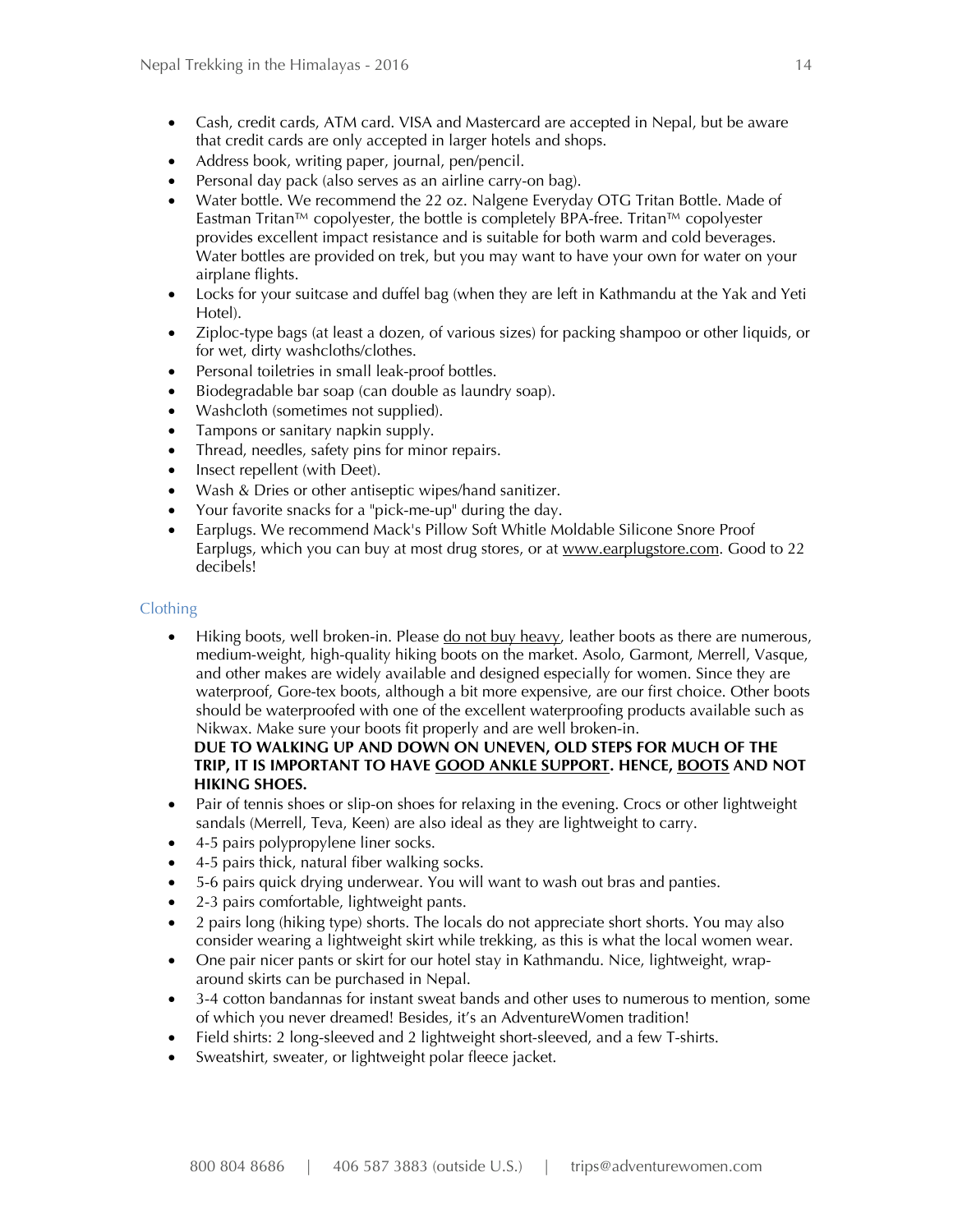- Cash, credit cards, ATM card. VISA and Mastercard are accepted in Nepal, but be aware that credit cards are only accepted in larger hotels and shops.
- Address book, writing paper, journal, pen/pencil.
- Personal day pack (also serves as an airline carry-on bag).
- Water bottle. We recommend the 22 oz. Nalgene Everyday OTG Tritan Bottle. Made of Eastman Tritan™ copolyester, the bottle is completely BPA-free. Tritan™ copolyester provides excellent impact resistance and is suitable for both warm and cold beverages. Water bottles are provided on trek, but you may want to have your own for water on your airplane flights.
- Locks for your suitcase and duffel bag (when they are left in Kathmandu at the Yak and Yeti Hotel).
- Ziploc-type bags (at least a dozen, of various sizes) for packing shampoo or other liquids, or for wet, dirty washcloths/clothes.
- Personal toiletries in small leak-proof bottles.
- Biodegradable bar soap (can double as laundry soap).
- Washcloth (sometimes not supplied).
- Tampons or sanitary napkin supply.
- Thread, needles, safety pins for minor repairs.
- Insect repellent (with Deet).
- Wash & Dries or other antiseptic wipes/hand sanitizer.
- Your favorite snacks for a "pick-me-up" during the day.
- Earplugs. We recommend Mack's Pillow Soft Whitle Moldable Silicone Snore Proof Earplugs, which you can buy at most drug stores, or at www.earplugstore.com. Good to 22 decibels!

## Clothing

- Hiking boots, well broken-in. Please do not buy heavy, leather boots as there are numerous, medium-weight, high-quality hiking boots on the market. Asolo, Garmont, Merrell, Vasque, and other makes are widely available and designed especially for women. Since they are waterproof, Gore-tex boots, although a bit more expensive, are our first choice. Other boots should be waterproofed with one of the excellent waterproofing products available such as Nikwax. Make sure your boots fit properly and are well broken-in.
  **DUE TO WALKING UP AND DOWN ON UNEVEN, OLD STEPS FOR MUCH OF THE TRIP, IT IS IMPORTANT TO HAVE GOOD ANKLE SUPPORT. HENCE, BOOTS AND NOT HIKING SHOES.**
- Pair of tennis shoes or slip-on shoes for relaxing in the evening. Crocs or other lightweight sandals (Merrell, Teva, Keen) are also ideal as they are lightweight to carry.
- 4-5 pairs polypropylene liner socks.
- 4-5 pairs thick, natural fiber walking socks.
- 5-6 pairs quick drying underwear. You will want to wash out bras and panties.
- 2-3 pairs comfortable, lightweight pants.
- 2 pairs long (hiking type) shorts. The locals do not appreciate short shorts. You may also consider wearing a lightweight skirt while trekking, as this is what the local women wear.
- One pair nicer pants or skirt for our hotel stay in Kathmandu. Nice, lightweight, wrap-around skirts can be purchased in Nepal.
- 3-4 cotton bandannas for instant sweat bands and other uses to numerous to mention, some of which you never dreamed! Besides, it's an AdventureWomen tradition!
- Field shirts: 2 long-sleeved and 2 lightweight short-sleeved, and a few T-shirts.
- Sweatshirt, sweater, or lightweight polar fleece jacket.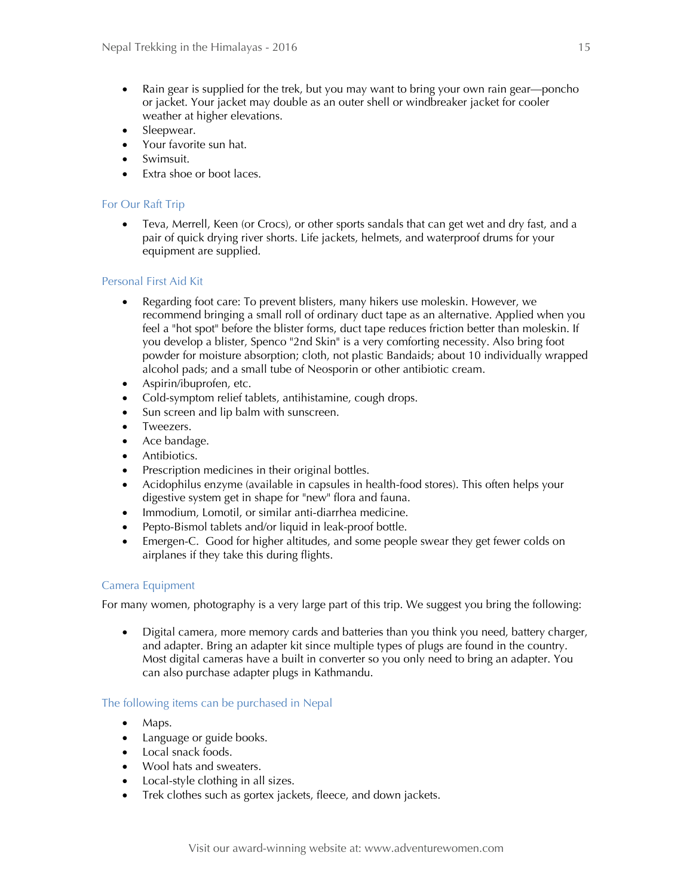- Rain gear is supplied for the trek, but you may want to bring your own rain gear—poncho or jacket. Your jacket may double as an outer shell or windbreaker jacket for cooler weather at higher elevations.
- Sleepwear.
- Your favorite sun hat.
- Swimsuit.
- Extra shoe or boot laces.

### For Our Raft Trip

- Teva, Merrell, Keen (or Crocs), or other sports sandals that can get wet and dry fast, and a pair of quick drying river shorts. Life jackets, helmets, and waterproof drums for your equipment are supplied.

### Personal First Aid Kit

- Regarding foot care: To prevent blisters, many hikers use moleskin. However, we recommend bringing a small roll of ordinary duct tape as an alternative. Applied when you feel a "hot spot" before the blister forms, duct tape reduces friction better than moleskin. If you develop a blister, Spenco "2nd Skin" is a very comforting necessity. Also bring foot powder for moisture absorption; cloth, not plastic Bandaids; about 10 individually wrapped alcohol pads; and a small tube of Neosporin or other antibiotic cream.
- Aspirin/ibuprofen, etc.
- Cold-symptom relief tablets, antihistamine, cough drops.
- Sun screen and lip balm with sunscreen.
- Tweezers.
- Ace bandage.
- Antibiotics.
- Prescription medicines in their original bottles.
- Acidophilus enzyme (available in capsules in health-food stores). This often helps your digestive system get in shape for "new" flora and fauna.
- Immodium, Lomotil, or similar anti-diarrhea medicine.
- Pepto-Bismol tablets and/or liquid in leak-proof bottle.
- Emergen-C. Good for higher altitudes, and some people swear they get fewer colds on airplanes if they take this during flights.

### Camera Equipment

For many women, photography is a very large part of this trip. We suggest you bring the following:

- Digital camera, more memory cards and batteries than you think you need, battery charger, and adapter. Bring an adapter kit since multiple types of plugs are found in the country. Most digital cameras have a built in converter so you only need to bring an adapter. You can also purchase adapter plugs in Kathmandu.

### The following items can be purchased in Nepal

- Maps.
- Language or guide books.
- Local snack foods.
- Wool hats and sweaters.
- Local-style clothing in all sizes.
- Trek clothes such as gortex jackets, fleece, and down jackets.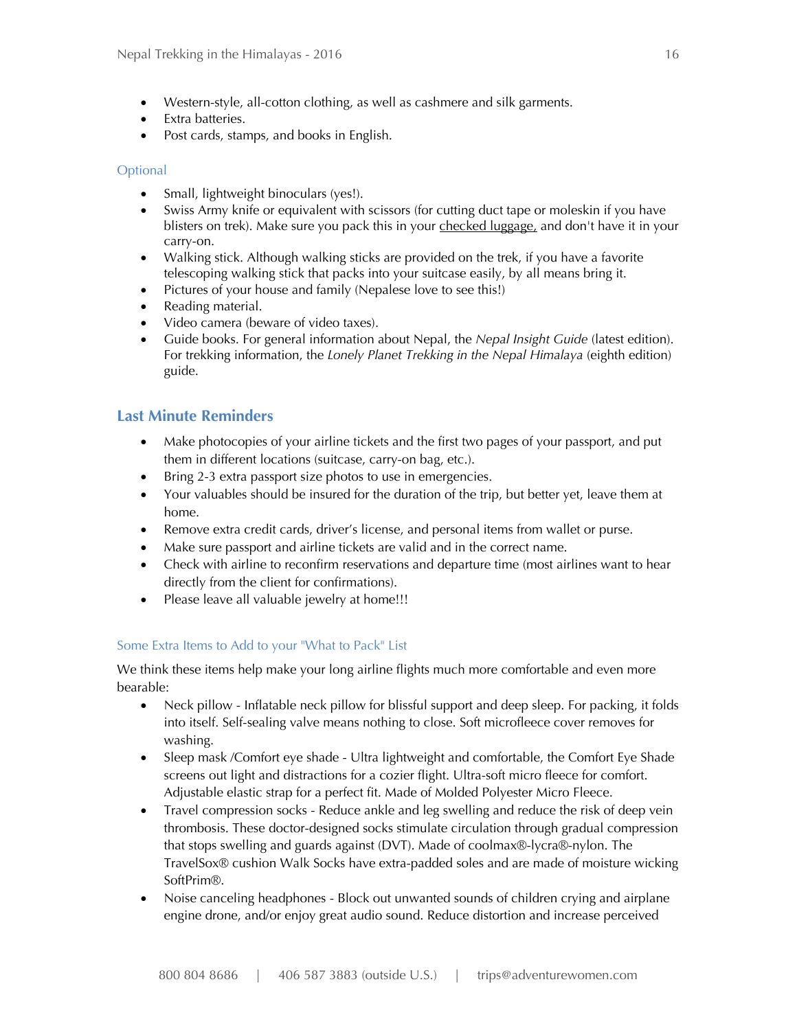- Western-style, all-cotton clothing, as well as cashmere and silk garments.
- Extra batteries.
- Post cards, stamps, and books in English.

### Optional

- Small, lightweight binoculars (yes!).
- Swiss Army knife or equivalent with scissors (for cutting duct tape or moleskin if you have blisters on trek). Make sure you pack this in your checked luggage, and don't have it in your carry-on.
- Walking stick. Although walking sticks are provided on the trek, if you have a favorite telescoping walking stick that packs into your suitcase easily, by all means bring it.
- Pictures of your house and family (Nepalese love to see this!)
- Reading material.
- Video camera (beware of video taxes).
- Guide books. For general information about Nepal, the *Nepal Insight Guide* (latest edition). For trekking information, the *Lonely Planet Trekking in the Nepal Himalaya* (eighth edition) guide.

## Last Minute Reminders

- Make photocopies of your airline tickets and the first two pages of your passport, and put them in different locations (suitcase, carry-on bag, etc.).
- Bring 2-3 extra passport size photos to use in emergencies.
- Your valuables should be insured for the duration of the trip, but better yet, leave them at home.
- Remove extra credit cards, driver's license, and personal items from wallet or purse.
- Make sure passport and airline tickets are valid and in the correct name.
- Check with airline to reconfirm reservations and departure time (most airlines want to hear directly from the client for confirmations).
- Please leave all valuable jewelry at home!!!

### Some Extra Items to Add to your "What to Pack" List

We think these items help make your long airline flights much more comfortable and even more bearable:

- Neck pillow - Inflatable neck pillow for blissful support and deep sleep. For packing, it folds into itself. Self-sealing valve means nothing to close. Soft microfleece cover removes for washing.
- Sleep mask /Comfort eye shade - Ultra lightweight and comfortable, the Comfort Eye Shade screens out light and distractions for a cozier flight. Ultra-soft micro fleece for comfort. Adjustable elastic strap for a perfect fit. Made of Molded Polyester Micro Fleece.
- Travel compression socks - Reduce ankle and leg swelling and reduce the risk of deep vein thrombosis. These doctor-designed socks stimulate circulation through gradual compression that stops swelling and guards against (DVT). Made of coolmax®-lycra®-nylon. The TravelSox® cushion Walk Socks have extra-padded soles and are made of moisture wicking SoftPrim®.
- Noise canceling headphones - Block out unwanted sounds of children crying and airplane engine drone, and/or enjoy great audio sound. Reduce distortion and increase perceived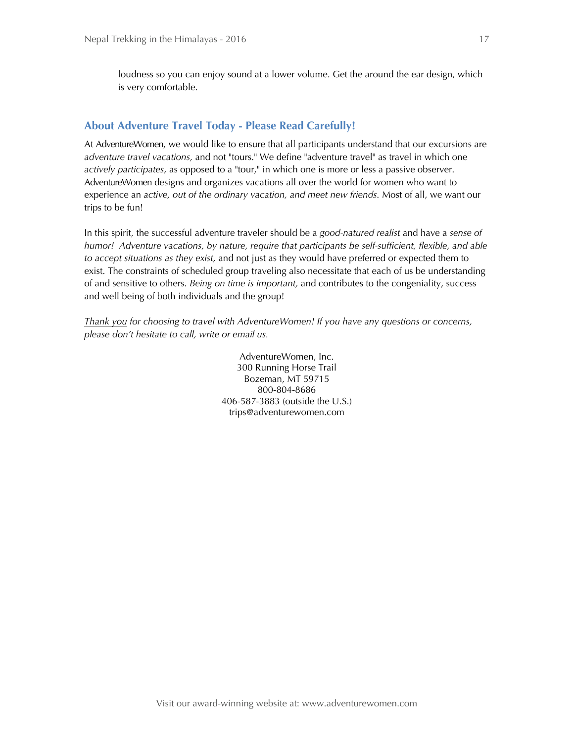loudness so you can enjoy sound at a lower volume. Get the around the ear design, which is very comfortable.

## About Adventure Travel Today - Please Read Carefully!

At AdventureWomen, we would like to ensure that all participants understand that our excursions are *adventure travel vacations,* and not "tours." We define "adventure travel" as travel in which one *actively participates,* as opposed to a "tour," in which one is more or less a passive observer. AdventureWomen designs and organizes vacations all over the world for women who want to experience an *active, out of the ordinary vacation, and meet new friends.* Most of all, we want our trips to be fun!

In this spirit, the successful adventure traveler should be a *good-natured realist* and have a *sense of humor! Adventure vacations, by nature, require that participants be self-sufficient, flexible, and able to accept situations as they exist,* and not just as they would have preferred or expected them to exist. The constraints of scheduled group traveling also necessitate that each of us be understanding of and sensitive to others. *Being on time is important,* and contributes to the congeniality, success and well being of both individuals and the group!

*<u>Thank you</u> for choosing to travel with AdventureWomen! If you have any questions or concerns, please don't hesitate to call, write or email us.*

AdventureWomen, Inc.
300 Running Horse Trail
Bozeman, MT 59715
800-804-8686
406-587-3883 (outside the U.S.)
trips@adventurewomen.com

Visit our award-winning website at: www.adventurewomen.com